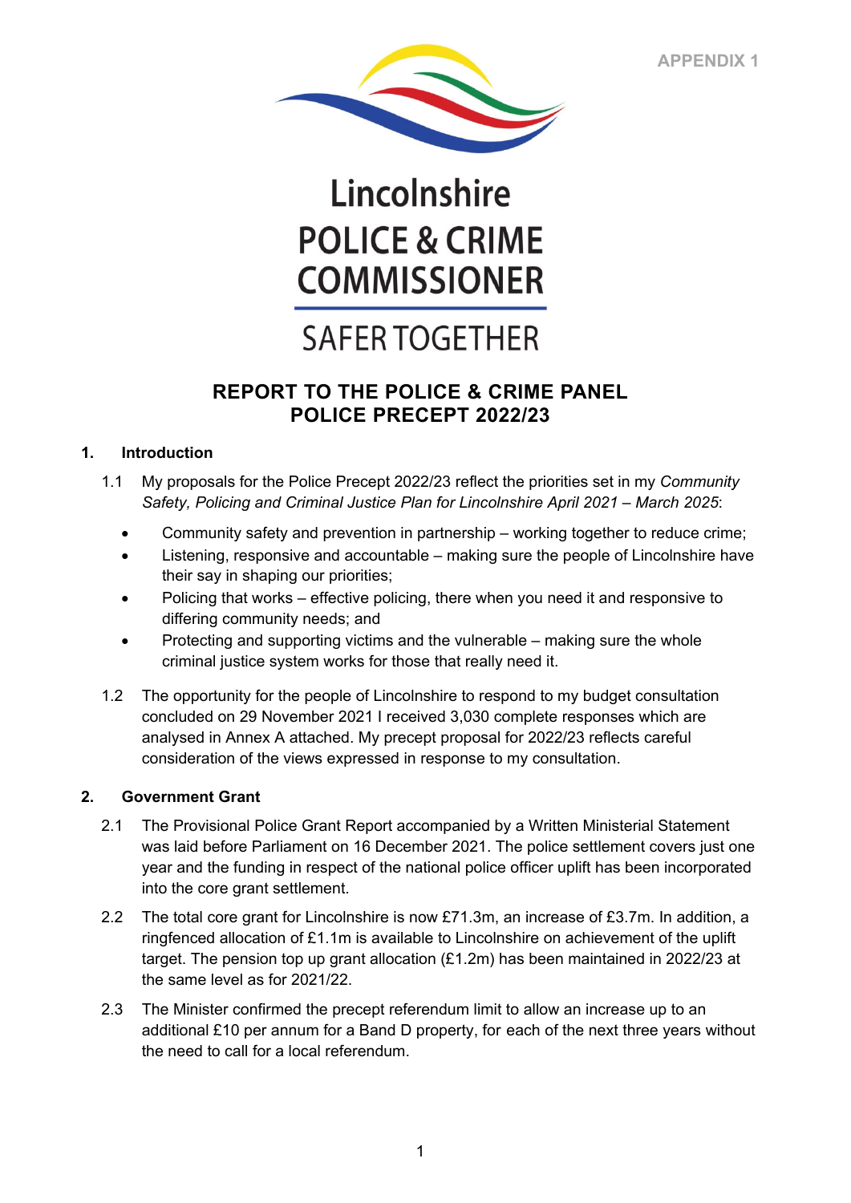APPENDIX 1

Lincolnshire
POLICE & CRIME COMMISSIONER

SAFER TOGETHER

# REPORT TO THE POLICE & CRIME PANEL
# POLICE PRECEPT 2022/23

## 1. Introduction

1.1 My proposals for the Police Precept 2022/23 reflect the priorities set in my *Community Safety, Policing and Criminal Justice Plan for Lincolnshire April 2021 – March 2025*:

- Community safety and prevention in partnership – working together to reduce crime;
- Listening, responsive and accountable – making sure the people of Lincolnshire have their say in shaping our priorities;
- Policing that works – effective policing, there when you need it and responsive to differing community needs; and
- Protecting and supporting victims and the vulnerable – making sure the whole criminal justice system works for those that really need it.

1.2 The opportunity for the people of Lincolnshire to respond to my budget consultation concluded on 29 November 2021 I received 3,030 complete responses which are analysed in Annex A attached. My precept proposal for 2022/23 reflects careful consideration of the views expressed in response to my consultation.

## 2. Government Grant

2.1 The Provisional Police Grant Report accompanied by a Written Ministerial Statement was laid before Parliament on 16 December 2021. The police settlement covers just one year and the funding in respect of the national police officer uplift has been incorporated into the core grant settlement.

2.2 The total core grant for Lincolnshire is now £71.3m, an increase of £3.7m. In addition, a ringfenced allocation of £1.1m is available to Lincolnshire on achievement of the uplift target. The pension top up grant allocation (£1.2m) has been maintained in 2022/23 at the same level as for 2021/22.

2.3 The Minister confirmed the precept referendum limit to allow an increase up to an additional £10 per annum for a Band D property, for each of the next three years without the need to call for a local referendum.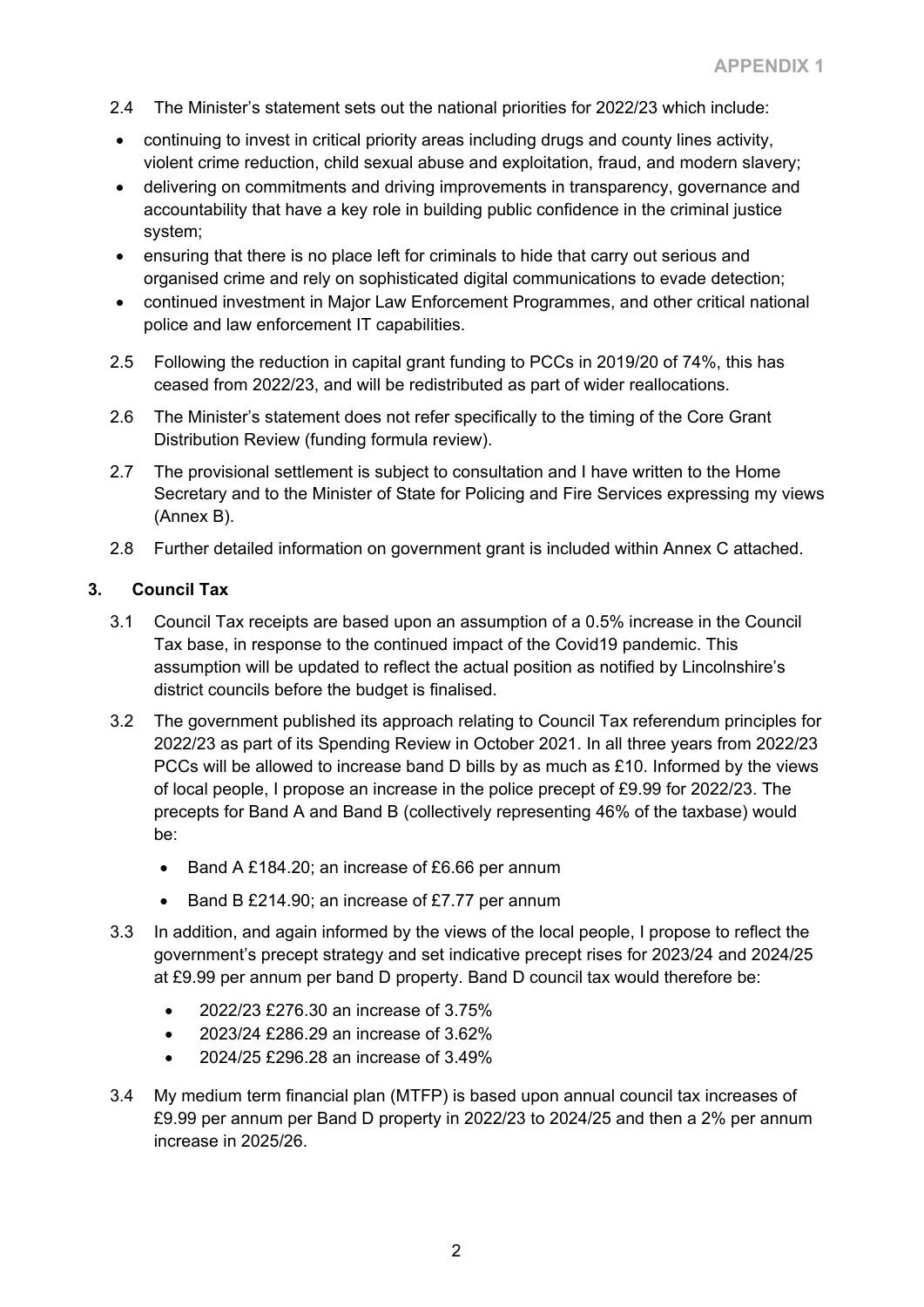2.4 The Minister's statement sets out the national priorities for 2022/23 which include:

- continuing to invest in critical priority areas including drugs and county lines activity, violent crime reduction, child sexual abuse and exploitation, fraud, and modern slavery;
- delivering on commitments and driving improvements in transparency, governance and accountability that have a key role in building public confidence in the criminal justice system;
- ensuring that there is no place left for criminals to hide that carry out serious and organised crime and rely on sophisticated digital communications to evade detection;
- continued investment in Major Law Enforcement Programmes, and other critical national police and law enforcement IT capabilities.

2.5 Following the reduction in capital grant funding to PCCs in 2019/20 of 74%, this has ceased from 2022/23, and will be redistributed as part of wider reallocations.

2.6 The Minister's statement does not refer specifically to the timing of the Core Grant Distribution Review (funding formula review).

2.7 The provisional settlement is subject to consultation and I have written to the Home Secretary and to the Minister of State for Policing and Fire Services expressing my views (Annex B).

2.8 Further detailed information on government grant is included within Annex C attached.

## 3. Council Tax

3.1 Council Tax receipts are based upon an assumption of a 0.5% increase in the Council Tax base, in response to the continued impact of the Covid19 pandemic. This assumption will be updated to reflect the actual position as notified by Lincolnshire's district councils before the budget is finalised.

3.2 The government published its approach relating to Council Tax referendum principles for 2022/23 as part of its Spending Review in October 2021. In all three years from 2022/23 PCCs will be allowed to increase band D bills by as much as £10. Informed by the views of local people, I propose an increase in the police precept of £9.99 for 2022/23. The precepts for Band A and Band B (collectively representing 46% of the taxbase) would be:

- Band A £184.20; an increase of £6.66 per annum
- Band B £214.90; an increase of £7.77 per annum

3.3 In addition, and again informed by the views of the local people, I propose to reflect the government's precept strategy and set indicative precept rises for 2023/24 and 2024/25 at £9.99 per annum per band D property. Band D council tax would therefore be:

- 2022/23 £276.30 an increase of 3.75%
- 2023/24 £286.29 an increase of 3.62%
- 2024/25 £296.28 an increase of 3.49%

3.4 My medium term financial plan (MTFP) is based upon annual council tax increases of £9.99 per annum per Band D property in 2022/23 to 2024/25 and then a 2% per annum increase in 2025/26.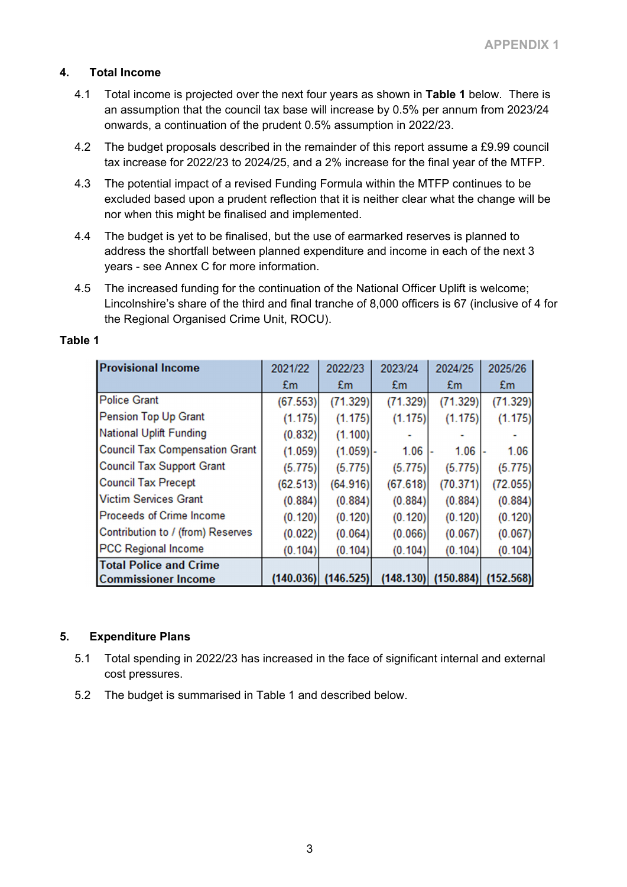APPENDIX 1

## 4. Total Income

4.1 Total income is projected over the next four years as shown in **Table 1** below. There is an assumption that the council tax base will increase by 0.5% per annum from 2023/24 onwards, a continuation of the prudent 0.5% assumption in 2022/23.

4.2 The budget proposals described in the remainder of this report assume a £9.99 council tax increase for 2022/23 to 2024/25, and a 2% increase for the final year of the MTFP.

4.3 The potential impact of a revised Funding Formula within the MTFP continues to be excluded based upon a prudent reflection that it is neither clear what the change will be nor when this might be finalised and implemented.

4.4 The budget is yet to be finalised, but the use of earmarked reserves is planned to address the shortfall between planned expenditure and income in each of the next 3 years - see Annex C for more information.

4.5 The increased funding for the continuation of the National Officer Uplift is welcome; Lincolnshire's share of the third and final tranche of 8,000 officers is 67 (inclusive of 4 for the Regional Organised Crime Unit, ROCU).

**Table 1**

| Provisional Income | 2021/22 £m | 2022/23 £m | 2023/24 £m | 2024/25 £m | 2025/26 £m |
|---|---|---|---|---|---|
| Police Grant | (67.553) | (71.329) | (71.329) | (71.329) | (71.329) |
| Pension Top Up Grant | (1.175) | (1.175) | (1.175) | (1.175) | (1.175) |
| National Uplift Funding | (0.832) | (1.100) | - | - | - |
| Council Tax Compensation Grant | (1.059) | (1.059) | - 1.06 | - 1.06 | - 1.06 |
| Council Tax Support Grant | (5.775) | (5.775) | (5.775) | (5.775) | (5.775) |
| Council Tax Precept | (62.513) | (64.916) | (67.618) | (70.371) | (72.055) |
| Victim Services Grant | (0.884) | (0.884) | (0.884) | (0.884) | (0.884) |
| Proceeds of Crime Income | (0.120) | (0.120) | (0.120) | (0.120) | (0.120) |
| Contribution to / (from) Reserves | (0.022) | (0.064) | (0.066) | (0.067) | (0.067) |
| PCC Regional Income | (0.104) | (0.104) | (0.104) | (0.104) | (0.104) |
| **Total Police and Crime Commissioner Income** | **(140.036)** | **(146.525)** | **(148.130)** | **(150.884)** | **(152.568)** |

## 5. Expenditure Plans

5.1 Total spending in 2022/23 has increased in the face of significant internal and external cost pressures.

5.2 The budget is summarised in Table 1 and described below.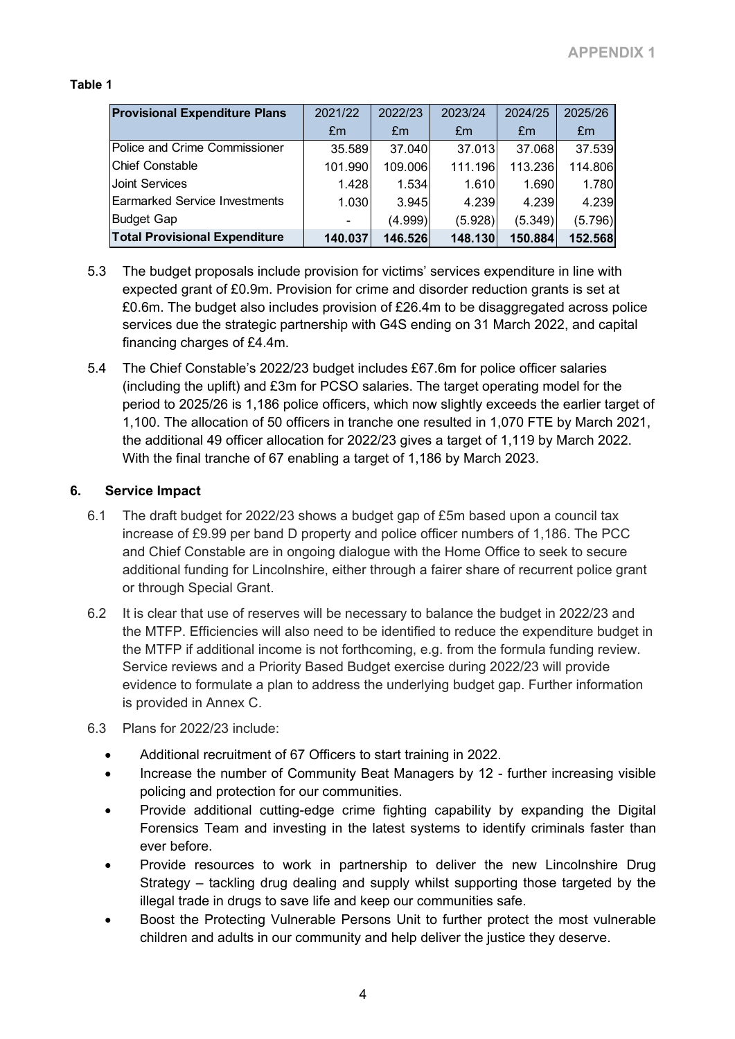APPENDIX 1

**Table 1**

| Provisional Expenditure Plans | 2021/22 | 2022/23 | 2023/24 | 2024/25 | 2025/26 |
|---|---|---|---|---|---|
| | £m | £m | £m | £m | £m |
| Police and Crime Commissioner | 35.589 | 37.040 | 37.013 | 37.068 | 37.539 |
| Chief Constable | 101.990 | 109.006 | 111.196 | 113.236 | 114.806 |
| Joint Services | 1.428 | 1.534 | 1.610 | 1.690 | 1.780 |
| Earmarked Service Investments | 1.030 | 3.945 | 4.239 | 4.239 | 4.239 |
| Budget Gap | - | (4.999) | (5.928) | (5.349) | (5.796) |
| **Total Provisional Expenditure** | **140.037** | **146.526** | **148.130** | **150.884** | **152.568** |

5.3 The budget proposals include provision for victims' services expenditure in line with expected grant of £0.9m. Provision for crime and disorder reduction grants is set at £0.6m. The budget also includes provision of £26.4m to be disaggregated across police services due the strategic partnership with G4S ending on 31 March 2022, and capital financing charges of £4.4m.

5.4 The Chief Constable's 2022/23 budget includes £67.6m for police officer salaries (including the uplift) and £3m for PCSO salaries. The target operating model for the period to 2025/26 is 1,186 police officers, which now slightly exceeds the earlier target of 1,100. The allocation of 50 officers in tranche one resulted in 1,070 FTE by March 2021, the additional 49 officer allocation for 2022/23 gives a target of 1,119 by March 2022. With the final tranche of 67 enabling a target of 1,186 by March 2023.

## 6. Service Impact

6.1 The draft budget for 2022/23 shows a budget gap of £5m based upon a council tax increase of £9.99 per band D property and police officer numbers of 1,186. The PCC and Chief Constable are in ongoing dialogue with the Home Office to seek to secure additional funding for Lincolnshire, either through a fairer share of recurrent police grant or through Special Grant.

6.2 It is clear that use of reserves will be necessary to balance the budget in 2022/23 and the MTFP. Efficiencies will also need to be identified to reduce the expenditure budget in the MTFP if additional income is not forthcoming, e.g. from the formula funding review. Service reviews and a Priority Based Budget exercise during 2022/23 will provide evidence to formulate a plan to address the underlying budget gap. Further information is provided in Annex C.

6.3 Plans for 2022/23 include:

- Additional recruitment of 67 Officers to start training in 2022.
- Increase the number of Community Beat Managers by 12 - further increasing visible policing and protection for our communities.
- Provide additional cutting-edge crime fighting capability by expanding the Digital Forensics Team and investing in the latest systems to identify criminals faster than ever before.
- Provide resources to work in partnership to deliver the new Lincolnshire Drug Strategy – tackling drug dealing and supply whilst supporting those targeted by the illegal trade in drugs to save life and keep our communities safe.
- Boost the Protecting Vulnerable Persons Unit to further protect the most vulnerable children and adults in our community and help deliver the justice they deserve.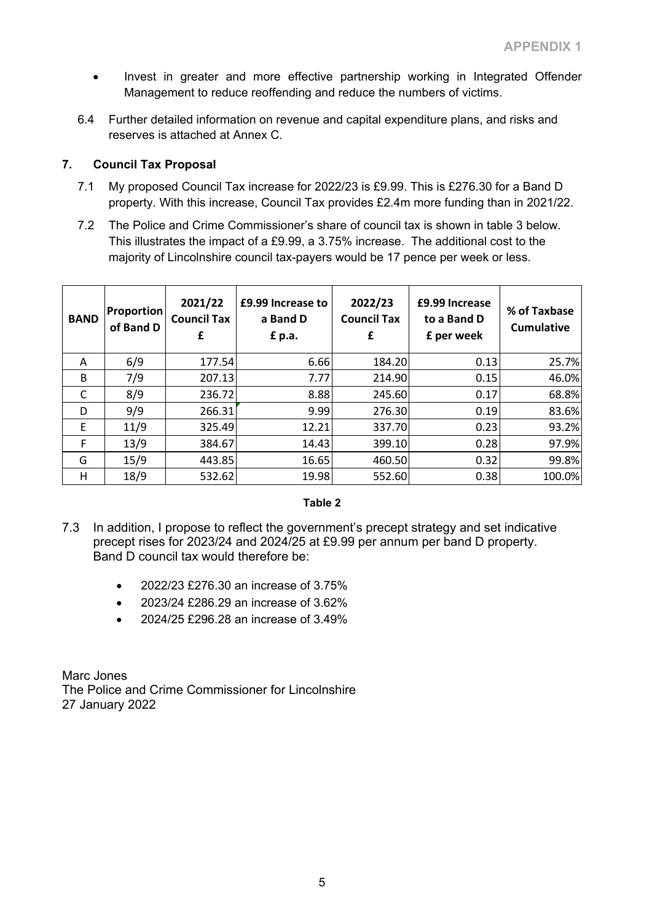- Invest in greater and more effective partnership working in Integrated Offender Management to reduce reoffending and reduce the numbers of victims.

6.4 Further detailed information on revenue and capital expenditure plans, and risks and reserves is attached at Annex C.

## 7. Council Tax Proposal

7.1 My proposed Council Tax increase for 2022/23 is £9.99. This is £276.30 for a Band D property. With this increase, Council Tax provides £2.4m more funding than in 2021/22.

7.2 The Police and Crime Commissioner's share of council tax is shown in table 3 below. This illustrates the impact of a £9.99, a 3.75% increase. The additional cost to the majority of Lincolnshire council tax-payers would be 17 pence per week or less.

| BAND | Proportion of Band D | 2021/22 Council Tax £ | £9.99 Increase to a Band D £ p.a. | 2022/23 Council Tax £ | £9.99 Increase to a Band D £ per week | % of Taxbase Cumulative |
|---|---|---|---|---|---|---|
| A | 6/9 | 177.54 | 6.66 | 184.20 | 0.13 | 25.7% |
| B | 7/9 | 207.13 | 7.77 | 214.90 | 0.15 | 46.0% |
| C | 8/9 | 236.72 | 8.88 | 245.60 | 0.17 | 68.8% |
| D | 9/9 | 266.31 | 9.99 | 276.30 | 0.19 | 83.6% |
| E | 11/9 | 325.49 | 12.21 | 337.70 | 0.23 | 93.2% |
| F | 13/9 | 384.67 | 14.43 | 399.10 | 0.28 | 97.9% |
| G | 15/9 | 443.85 | 16.65 | 460.50 | 0.32 | 99.8% |
| H | 18/9 | 532.62 | 19.98 | 552.60 | 0.38 | 100.0% |

**Table 2**

7.3 In addition, I propose to reflect the government's precept strategy and set indicative precept rises for 2023/24 and 2024/25 at £9.99 per annum per band D property. Band D council tax would therefore be:

- 2022/23 £276.30 an increase of 3.75%
- 2023/24 £286.29 an increase of 3.62%
- 2024/25 £296.28 an increase of 3.49%

Marc Jones
The Police and Crime Commissioner for Lincolnshire
27 January 2022